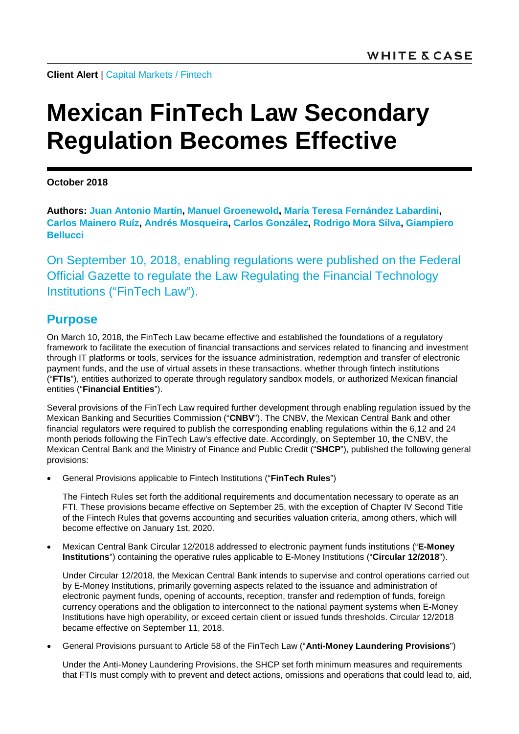**Client Alert** | Capital Markets / Fintech

# Mexican FinTech Law Secondary Regulation Becomes Effective

**October 2018**

**Authors: Juan Antonio Martín, Manuel Groenewold, María Teresa Fernández Labardini, Carlos Mainero Ruíz, Andrés Mosqueira, Carlos González, Rodrigo Mora Silva, Giampiero Bellucci**

On September 10, 2018, enabling regulations were published on the Federal Official Gazette to regulate the Law Regulating the Financial Technology Institutions ("FinTech Law").

## Purpose

On March 10, 2018, the FinTech Law became effective and established the foundations of a regulatory framework to facilitate the execution of financial transactions and services related to financing and investment through IT platforms or tools, services for the issuance administration, redemption and transfer of electronic payment funds, and the use of virtual assets in these transactions, whether through fintech institutions ("**FTIs**"), entities authorized to operate through regulatory sandbox models, or authorized Mexican financial entities ("**Financial Entities**").

Several provisions of the FinTech Law required further development through enabling regulation issued by the Mexican Banking and Securities Commission ("**CNBV**"). The CNBV, the Mexican Central Bank and other financial regulators were required to publish the corresponding enabling regulations within the 6,12 and 24 month periods following the FinTech Law's effective date. Accordingly, on September 10, the CNBV, the Mexican Central Bank and the Ministry of Finance and Public Credit ("**SHCP**"), published the following general provisions:

- General Provisions applicable to Fintech Institutions ("**FinTech Rules**")

  The Fintech Rules set forth the additional requirements and documentation necessary to operate as an FTI. These provisions became effective on September 25, with the exception of Chapter IV Second Title of the Fintech Rules that governs accounting and securities valuation criteria, among others, which will become effective on January 1st, 2020.

- Mexican Central Bank Circular 12/2018 addressed to electronic payment funds institutions ("**E-Money Institutions**") containing the operative rules applicable to E-Money Institutions ("**Circular 12/2018**").

  Under Circular 12/2018, the Mexican Central Bank intends to supervise and control operations carried out by E-Money Institutions, primarily governing aspects related to the issuance and administration of electronic payment funds, opening of accounts, reception, transfer and redemption of funds, foreign currency operations and the obligation to interconnect to the national payment systems when E-Money Institutions have high operability, or exceed certain client or issued funds thresholds. Circular 12/2018 became effective on September 11, 2018.

- General Provisions pursuant to Article 58 of the FinTech Law ("**Anti-Money Laundering Provisions**")

  Under the Anti-Money Laundering Provisions, the SHCP set forth minimum measures and requirements that FTIs must comply with to prevent and detect actions, omissions and operations that could lead to, aid,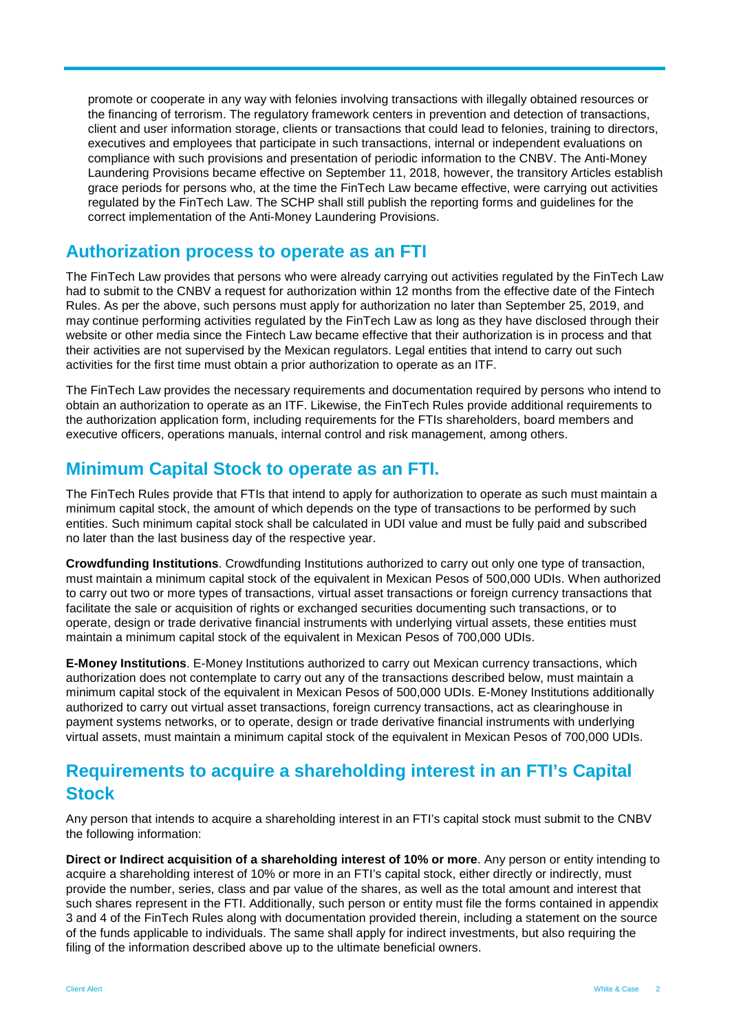promote or cooperate in any way with felonies involving transactions with illegally obtained resources or the financing of terrorism. The regulatory framework centers in prevention and detection of transactions, client and user information storage, clients or transactions that could lead to felonies, training to directors, executives and employees that participate in such transactions, internal or independent evaluations on compliance with such provisions and presentation of periodic information to the CNBV. The Anti-Money Laundering Provisions became effective on September 11, 2018, however, the transitory Articles establish grace periods for persons who, at the time the FinTech Law became effective, were carrying out activities regulated by the FinTech Law. The SCHP shall still publish the reporting forms and guidelines for the correct implementation of the Anti-Money Laundering Provisions.

## Authorization process to operate as an FTI

The FinTech Law provides that persons who were already carrying out activities regulated by the FinTech Law had to submit to the CNBV a request for authorization within 12 months from the effective date of the Fintech Rules. As per the above, such persons must apply for authorization no later than September 25, 2019, and may continue performing activities regulated by the FinTech Law as long as they have disclosed through their website or other media since the Fintech Law became effective that their authorization is in process and that their activities are not supervised by the Mexican regulators. Legal entities that intend to carry out such activities for the first time must obtain a prior authorization to operate as an ITF.

The FinTech Law provides the necessary requirements and documentation required by persons who intend to obtain an authorization to operate as an ITF. Likewise, the FinTech Rules provide additional requirements to the authorization application form, including requirements for the FTIs shareholders, board members and executive officers, operations manuals, internal control and risk management, among others.

## Minimum Capital Stock to operate as an FTI.

The FinTech Rules provide that FTIs that intend to apply for authorization to operate as such must maintain a minimum capital stock, the amount of which depends on the type of transactions to be performed by such entities. Such minimum capital stock shall be calculated in UDI value and must be fully paid and subscribed no later than the last business day of the respective year.

**Crowdfunding Institutions**. Crowdfunding Institutions authorized to carry out only one type of transaction, must maintain a minimum capital stock of the equivalent in Mexican Pesos of 500,000 UDIs. When authorized to carry out two or more types of transactions, virtual asset transactions or foreign currency transactions that facilitate the sale or acquisition of rights or exchanged securities documenting such transactions, or to operate, design or trade derivative financial instruments with underlying virtual assets, these entities must maintain a minimum capital stock of the equivalent in Mexican Pesos of 700,000 UDIs.

**E-Money Institutions**. E-Money Institutions authorized to carry out Mexican currency transactions, which authorization does not contemplate to carry out any of the transactions described below, must maintain a minimum capital stock of the equivalent in Mexican Pesos of 500,000 UDIs. E-Money Institutions additionally authorized to carry out virtual asset transactions, foreign currency transactions, act as clearinghouse in payment systems networks, or to operate, design or trade derivative financial instruments with underlying virtual assets, must maintain a minimum capital stock of the equivalent in Mexican Pesos of 700,000 UDIs.

## Requirements to acquire a shareholding interest in an FTI's Capital Stock

Any person that intends to acquire a shareholding interest in an FTI's capital stock must submit to the CNBV the following information:

**Direct or Indirect acquisition of a shareholding interest of 10% or more**. Any person or entity intending to acquire a shareholding interest of 10% or more in an FTI's capital stock, either directly or indirectly, must provide the number, series, class and par value of the shares, as well as the total amount and interest that such shares represent in the FTI. Additionally, such person or entity must file the forms contained in appendix 3 and 4 of the FinTech Rules along with documentation provided therein, including a statement on the source of the funds applicable to individuals. The same shall apply for indirect investments, but also requiring the filing of the information described above up to the ultimate beneficial owners.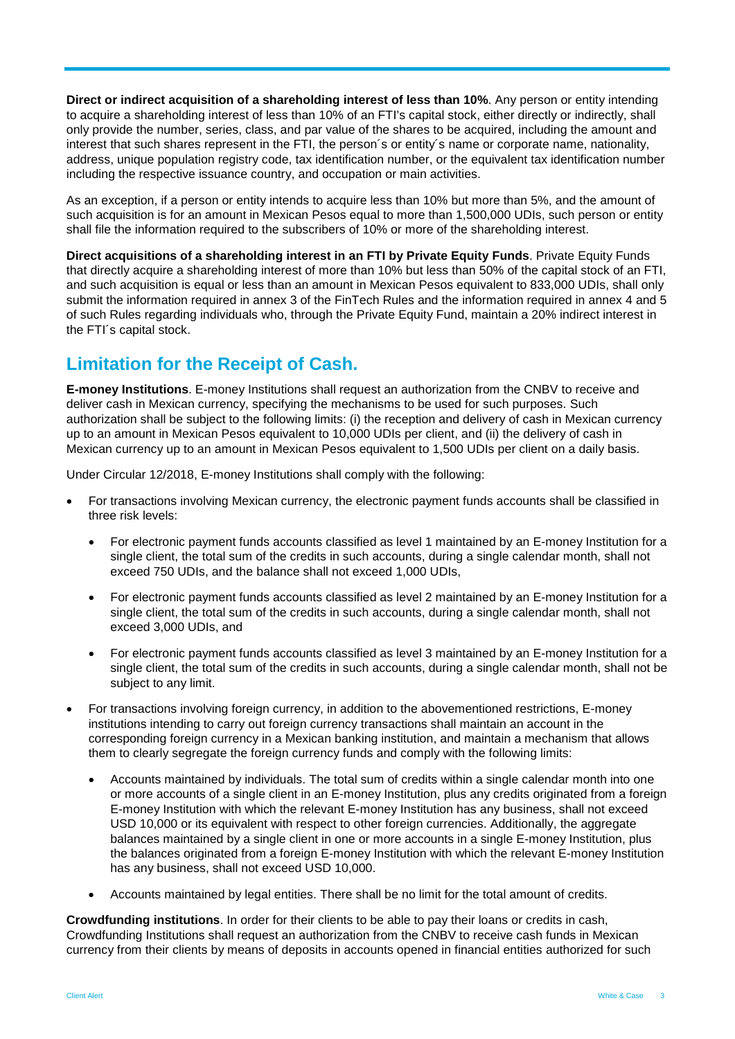**Direct or indirect acquisition of a shareholding interest of less than 10%**. Any person or entity intending to acquire a shareholding interest of less than 10% of an FTI's capital stock, either directly or indirectly, shall only provide the number, series, class, and par value of the shares to be acquired, including the amount and interest that such shares represent in the FTI, the person´s or entity´s name or corporate name, nationality, address, unique population registry code, tax identification number, or the equivalent tax identification number including the respective issuance country, and occupation or main activities.

As an exception, if a person or entity intends to acquire less than 10% but more than 5%, and the amount of such acquisition is for an amount in Mexican Pesos equal to more than 1,500,000 UDIs, such person or entity shall file the information required to the subscribers of 10% or more of the shareholding interest.

**Direct acquisitions of a shareholding interest in an FTI by Private Equity Funds**. Private Equity Funds that directly acquire a shareholding interest of more than 10% but less than 50% of the capital stock of an FTI, and such acquisition is equal or less than an amount in Mexican Pesos equivalent to 833,000 UDIs, shall only submit the information required in annex 3 of the FinTech Rules and the information required in annex 4 and 5 of such Rules regarding individuals who, through the Private Equity Fund, maintain a 20% indirect interest in the FTI´s capital stock.

## Limitation for the Receipt of Cash.

**E-money Institutions**. E-money Institutions shall request an authorization from the CNBV to receive and deliver cash in Mexican currency, specifying the mechanisms to be used for such purposes. Such authorization shall be subject to the following limits: (i) the reception and delivery of cash in Mexican currency up to an amount in Mexican Pesos equivalent to 10,000 UDIs per client, and (ii) the delivery of cash in Mexican currency up to an amount in Mexican Pesos equivalent to 1,500 UDIs per client on a daily basis.

Under Circular 12/2018, E-money Institutions shall comply with the following:

- For transactions involving Mexican currency, the electronic payment funds accounts shall be classified in three risk levels:
  - For electronic payment funds accounts classified as level 1 maintained by an E-money Institution for a single client, the total sum of the credits in such accounts, during a single calendar month, shall not exceed 750 UDIs, and the balance shall not exceed 1,000 UDIs,
  - For electronic payment funds accounts classified as level 2 maintained by an E-money Institution for a single client, the total sum of the credits in such accounts, during a single calendar month, shall not exceed 3,000 UDIs, and
  - For electronic payment funds accounts classified as level 3 maintained by an E-money Institution for a single client, the total sum of the credits in such accounts, during a single calendar month, shall not be subject to any limit.
- For transactions involving foreign currency, in addition to the abovementioned restrictions, E-money institutions intending to carry out foreign currency transactions shall maintain an account in the corresponding foreign currency in a Mexican banking institution, and maintain a mechanism that allows them to clearly segregate the foreign currency funds and comply with the following limits:
  - Accounts maintained by individuals. The total sum of credits within a single calendar month into one or more accounts of a single client in an E-money Institution, plus any credits originated from a foreign E-money Institution with which the relevant E-money Institution has any business, shall not exceed USD 10,000 or its equivalent with respect to other foreign currencies. Additionally, the aggregate balances maintained by a single client in one or more accounts in a single E-money Institution, plus the balances originated from a foreign E-money Institution with which the relevant E-money Institution has any business, shall not exceed USD 10,000.
  - Accounts maintained by legal entities. There shall be no limit for the total amount of credits.

**Crowdfunding institutions**. In order for their clients to be able to pay their loans or credits in cash, Crowdfunding Institutions shall request an authorization from the CNBV to receive cash funds in Mexican currency from their clients by means of deposits in accounts opened in financial entities authorized for such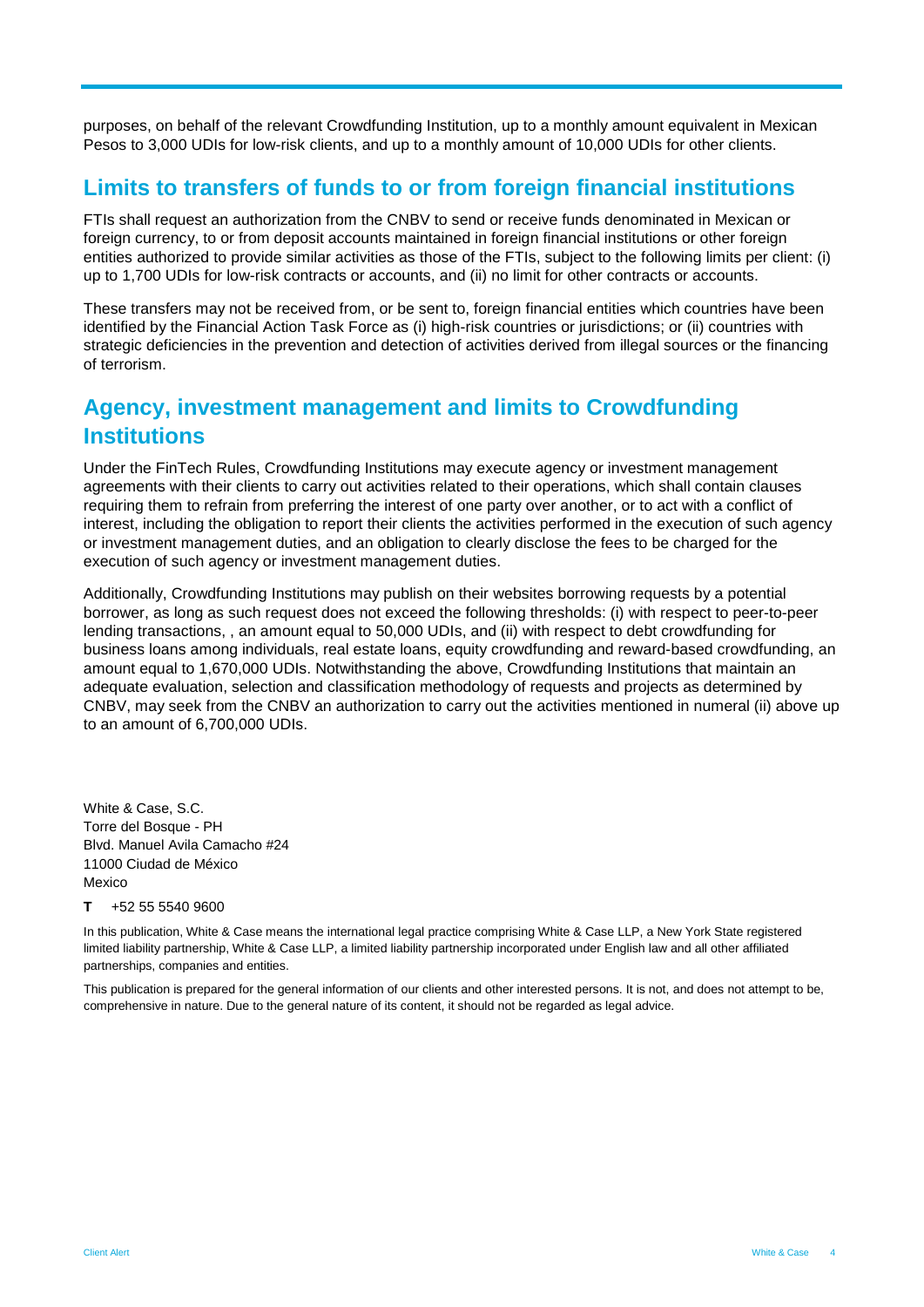purposes, on behalf of the relevant Crowdfunding Institution, up to a monthly amount equivalent in Mexican Pesos to 3,000 UDIs for low-risk clients, and up to a monthly amount of 10,000 UDIs for other clients.

## Limits to transfers of funds to or from foreign financial institutions

FTIs shall request an authorization from the CNBV to send or receive funds denominated in Mexican or foreign currency, to or from deposit accounts maintained in foreign financial institutions or other foreign entities authorized to provide similar activities as those of the FTIs, subject to the following limits per client: (i) up to 1,700 UDIs for low-risk contracts or accounts, and (ii) no limit for other contracts or accounts.

These transfers may not be received from, or be sent to, foreign financial entities which countries have been identified by the Financial Action Task Force as (i) high-risk countries or jurisdictions; or (ii) countries with strategic deficiencies in the prevention and detection of activities derived from illegal sources or the financing of terrorism.

## Agency, investment management and limits to Crowdfunding Institutions

Under the FinTech Rules, Crowdfunding Institutions may execute agency or investment management agreements with their clients to carry out activities related to their operations, which shall contain clauses requiring them to refrain from preferring the interest of one party over another, or to act with a conflict of interest, including the obligation to report their clients the activities performed in the execution of such agency or investment management duties, and an obligation to clearly disclose the fees to be charged for the execution of such agency or investment management duties.

Additionally, Crowdfunding Institutions may publish on their websites borrowing requests by a potential borrower, as long as such request does not exceed the following thresholds: (i) with respect to peer-to-peer lending transactions, , an amount equal to 50,000 UDIs, and (ii) with respect to debt crowdfunding for business loans among individuals, real estate loans, equity crowdfunding and reward-based crowdfunding, an amount equal to 1,670,000 UDIs. Notwithstanding the above, Crowdfunding Institutions that maintain an adequate evaluation, selection and classification methodology of requests and projects as determined by CNBV, may seek from the CNBV an authorization to carry out the activities mentioned in numeral (ii) above up to an amount of 6,700,000 UDIs.

White & Case, S.C.
Torre del Bosque - PH
Blvd. Manuel Avila Camacho #24
11000 Ciudad de México
Mexico

**T** +52 55 5540 9600

In this publication, White & Case means the international legal practice comprising White & Case LLP, a New York State registered limited liability partnership, White & Case LLP, a limited liability partnership incorporated under English law and all other affiliated partnerships, companies and entities.

This publication is prepared for the general information of our clients and other interested persons. It is not, and does not attempt to be, comprehensive in nature. Due to the general nature of its content, it should not be regarded as legal advice.